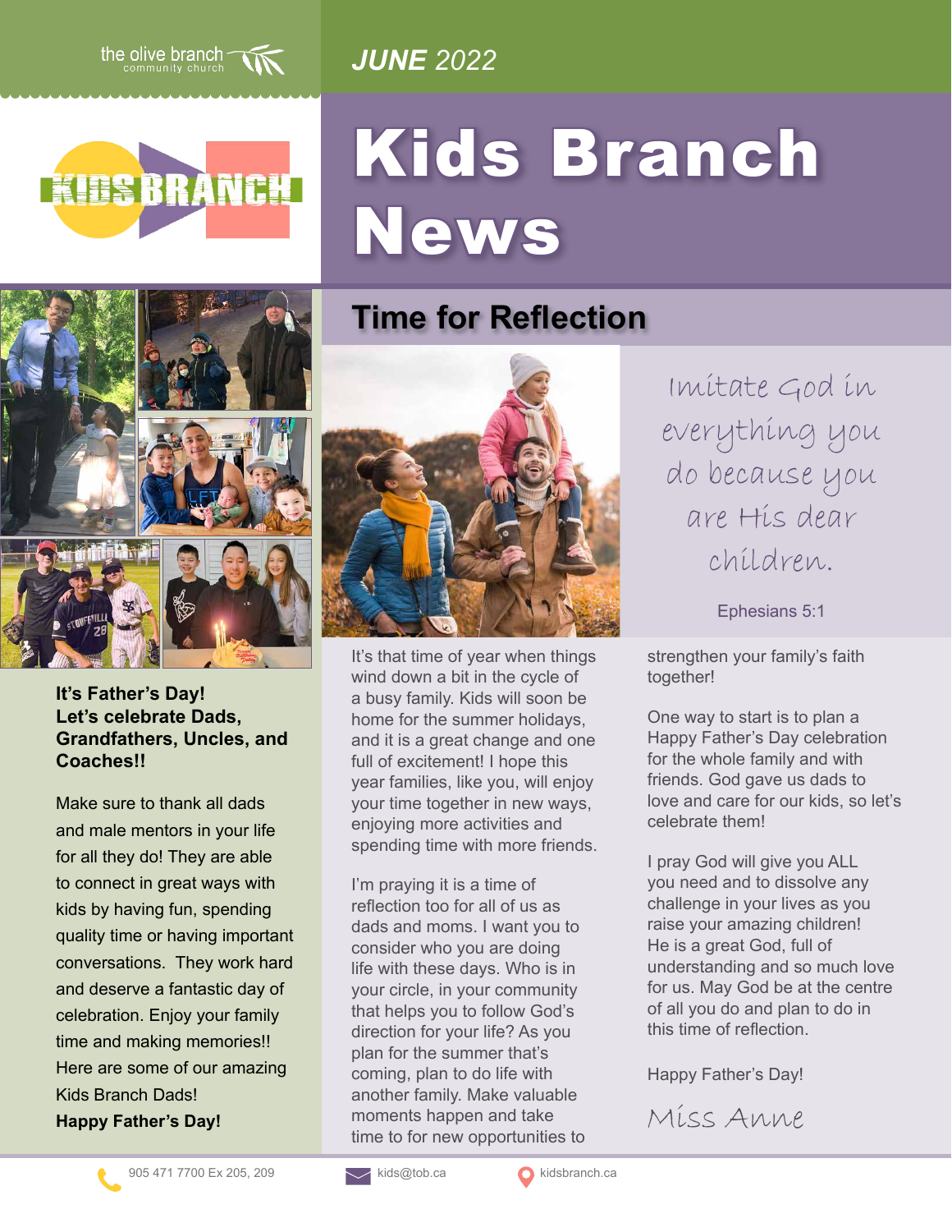the olive branch community church

*JUNE 2022*

KIDS BRANCH

# Kids Branch News

## Time for Reflection

Imitate God in everything you do because you are His dear children.

Ephesians 5:1

It's that time of year when things wind down a bit in the cycle of a busy family. Kids will soon be home for the summer holidays, and it is a great change and one full of excitement! I hope this year families, like you, will enjoy your time together in new ways, enjoying more activities and spending time with more friends.

I'm praying it is a time of reflection too for all of us as dads and moms. I want you to consider who you are doing life with these days. Who is in your circle, in your community that helps you to follow God's direction for your life? As you plan for the summer that's coming, plan to do life with another family. Make valuable moments happen and take time to for new opportunities to strengthen your family's faith together!

One way to start is to plan a Happy Father's Day celebration for the whole family and with friends. God gave us dads to love and care for our kids, so let's celebrate them!

I pray God will give you ALL you need and to dissolve any challenge in your lives as you raise your amazing children! He is a great God, full of understanding and so much love for us. May God be at the centre of all you do and plan to do in this time of reflection.

Happy Father's Day!

Miss Anne

**It's Father's Day!**
**Let's celebrate Dads, Grandfathers, Uncles, and Coaches!!**

Make sure to thank all dads and male mentors in your life for all they do! They are able to connect in great ways with kids by having fun, spending quality time or having important conversations. They work hard and deserve a fantastic day of celebration. Enjoy your family time and making memories!! Here are some of our amazing Kids Branch Dads!

**Happy Father's Day!**

905 471 7700 Ex 205, 209 | kids@tob.ca | kidsbranch.ca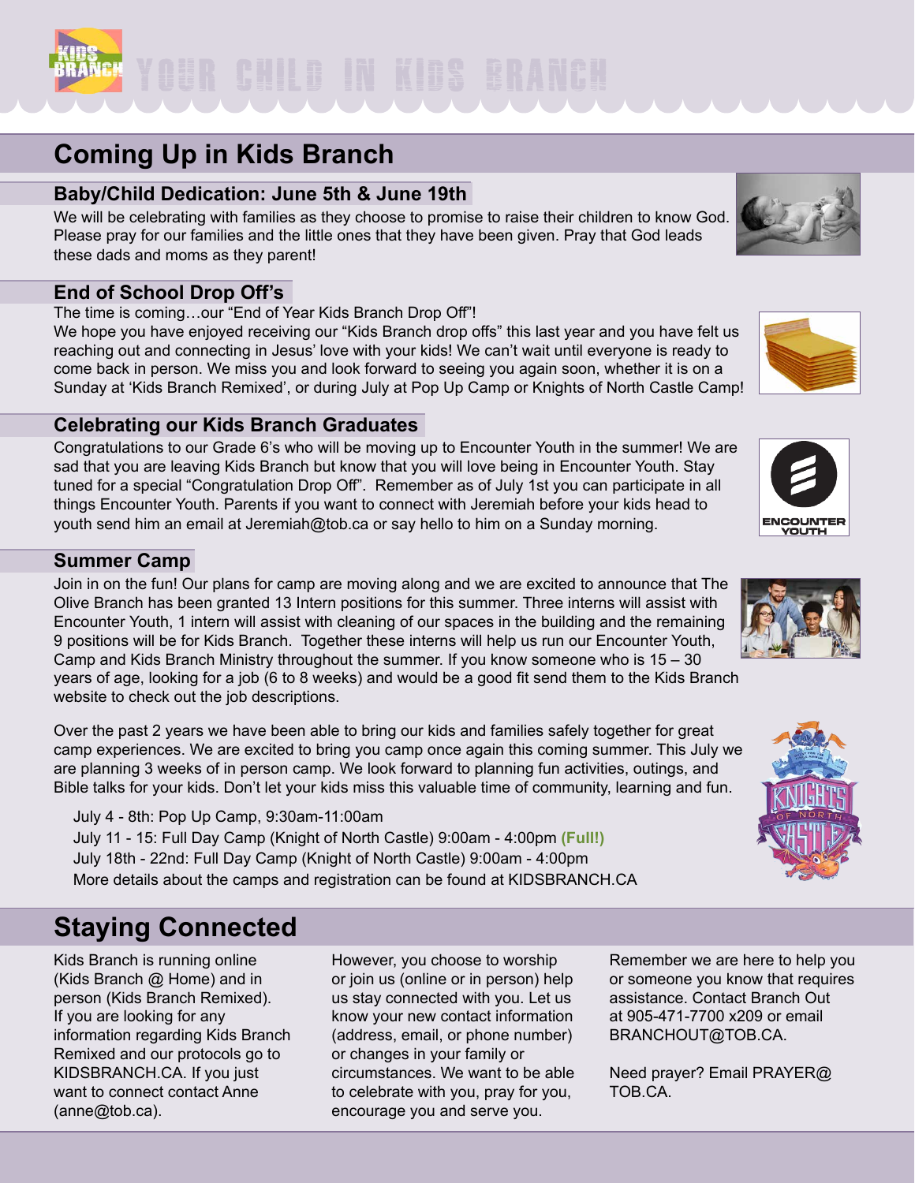# YOUR CHILD IN KIDS BRANCH

## Coming Up in Kids Branch

### Baby/Child Dedication: June 5th & June 19th

We will be celebrating with families as they choose to promise to raise their children to know God. Please pray for our families and the little ones that they have been given. Pray that God leads these dads and moms as they parent!

### End of School Drop Off's

The time is coming…our "End of Year Kids Branch Drop Off"!
We hope you have enjoyed receiving our "Kids Branch drop offs" this last year and you have felt us reaching out and connecting in Jesus' love with your kids! We can't wait until everyone is ready to come back in person. We miss you and look forward to seeing you again soon, whether it is on a Sunday at 'Kids Branch Remixed', or during July at Pop Up Camp or Knights of North Castle Camp!

### Celebrating our Kids Branch Graduates

Congratulations to our Grade 6's who will be moving up to Encounter Youth in the summer! We are sad that you are leaving Kids Branch but know that you will love being in Encounter Youth. Stay tuned for a special "Congratulation Drop Off". Remember as of July 1st you can participate in all things Encounter Youth. Parents if you want to connect with Jeremiah before your kids head to youth send him an email at Jeremiah@tob.ca or say hello to him on a Sunday morning.

### Summer Camp

Join in on the fun! Our plans for camp are moving along and we are excited to announce that The Olive Branch has been granted 13 Intern positions for this summer. Three interns will assist with Encounter Youth, 1 intern will assist with cleaning of our spaces in the building and the remaining 9 positions will be for Kids Branch. Together these interns will help us run our Encounter Youth, Camp and Kids Branch Ministry throughout the summer. If you know someone who is 15 – 30 years of age, looking for a job (6 to 8 weeks) and would be a good fit send them to the Kids Branch website to check out the job descriptions.

Over the past 2 years we have been able to bring our kids and families safely together for great camp experiences. We are excited to bring you camp once again this coming summer. This July we are planning 3 weeks of in person camp. We look forward to planning fun activities, outings, and Bible talks for your kids. Don't let your kids miss this valuable time of community, learning and fun.

July 4 - 8th: Pop Up Camp, 9:30am-11:00am
July 11 - 15: Full Day Camp (Knight of North Castle) 9:00am - 4:00pm **(Full!)**
July 18th - 22nd: Full Day Camp (Knight of North Castle) 9:00am - 4:00pm
More details about the camps and registration can be found at KIDSBRANCH.CA

## Staying Connected

Kids Branch is running online (Kids Branch @ Home) and in person (Kids Branch Remixed). If you are looking for any information regarding Kids Branch Remixed and our protocols go to KIDSBRANCH.CA. If you just want to connect contact Anne (anne@tob.ca).

However, you choose to worship or join us (online or in person) help us stay connected with you. Let us know your new contact information (address, email, or phone number) or changes in your family or circumstances. We want to be able to celebrate with you, pray for you, encourage you and serve you.

Remember we are here to help you or someone you know that requires assistance. Contact Branch Out at 905-471-7700 x209 or email BRANCHOUT@TOB.CA.

Need prayer? Email PRAYER@TOB.CA.